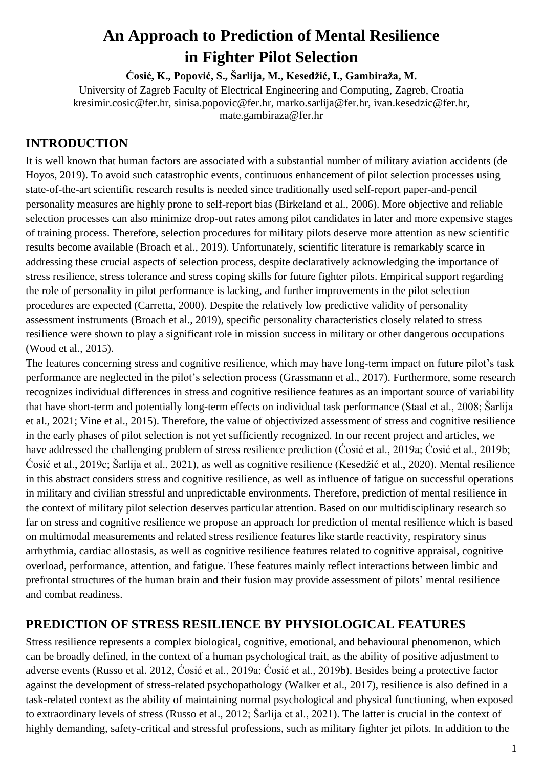# An Approach to Prediction of Mental Resilience in Fighter Pilot Selection

**Ćosić, K., Popović, S., Šarlija, M., Kesedžić, I., Gambiraža, M.**

University of Zagreb Faculty of Electrical Engineering and Computing, Zagreb, Croatia
kresimir.cosic@fer.hr, sinisa.popovic@fer.hr, marko.sarlija@fer.hr, ivan.kesedzic@fer.hr, mate.gambiraza@fer.hr

## INTRODUCTION

It is well known that human factors are associated with a substantial number of military aviation accidents (de Hoyos, 2019). To avoid such catastrophic events, continuous enhancement of pilot selection processes using state-of-the-art scientific research results is needed since traditionally used self-report paper-and-pencil personality measures are highly prone to self-report bias (Birkeland et al., 2006). More objective and reliable selection processes can also minimize drop-out rates among pilot candidates in later and more expensive stages of training process. Therefore, selection procedures for military pilots deserve more attention as new scientific results become available (Broach et al., 2019). Unfortunately, scientific literature is remarkably scarce in addressing these crucial aspects of selection process, despite declaratively acknowledging the importance of stress resilience, stress tolerance and stress coping skills for future fighter pilots. Empirical support regarding the role of personality in pilot performance is lacking, and further improvements in the pilot selection procedures are expected (Carretta, 2000). Despite the relatively low predictive validity of personality assessment instruments (Broach et al., 2019), specific personality characteristics closely related to stress resilience were shown to play a significant role in mission success in military or other dangerous occupations (Wood et al., 2015).

The features concerning stress and cognitive resilience, which may have long-term impact on future pilot's task performance are neglected in the pilot's selection process (Grassmann et al., 2017). Furthermore, some research recognizes individual differences in stress and cognitive resilience features as an important source of variability that have short-term and potentially long-term effects on individual task performance (Staal et al., 2008; Šarlija et al., 2021; Vine et al., 2015). Therefore, the value of objectivized assessment of stress and cognitive resilience in the early phases of pilot selection is not yet sufficiently recognized. In our recent project and articles, we have addressed the challenging problem of stress resilience prediction (Ćosić et al., 2019a; Ćosić et al., 2019b; Ćosić et al., 2019c; Šarlija et al., 2021), as well as cognitive resilience (Kesedžić et al., 2020). Mental resilience in this abstract considers stress and cognitive resilience, as well as influence of fatigue on successful operations in military and civilian stressful and unpredictable environments. Therefore, prediction of mental resilience in the context of military pilot selection deserves particular attention. Based on our multidisciplinary research so far on stress and cognitive resilience we propose an approach for prediction of mental resilience which is based on multimodal measurements and related stress resilience features like startle reactivity, respiratory sinus arrhythmia, cardiac allostasis, as well as cognitive resilience features related to cognitive appraisal, cognitive overload, performance, attention, and fatigue. These features mainly reflect interactions between limbic and prefrontal structures of the human brain and their fusion may provide assessment of pilots' mental resilience and combat readiness.

## PREDICTION OF STRESS RESILIENCE BY PHYSIOLOGICAL FEATURES

Stress resilience represents a complex biological, cognitive, emotional, and behavioural phenomenon, which can be broadly defined, in the context of a human psychological trait, as the ability of positive adjustment to adverse events (Russo et al. 2012, Ćosić et al., 2019a; Ćosić et al., 2019b). Besides being a protective factor against the development of stress-related psychopathology (Walker et al., 2017), resilience is also defined in a task-related context as the ability of maintaining normal psychological and physical functioning, when exposed to extraordinary levels of stress (Russo et al., 2012; Šarlija et al., 2021). The latter is crucial in the context of highly demanding, safety-critical and stressful professions, such as military fighter jet pilots. In addition to the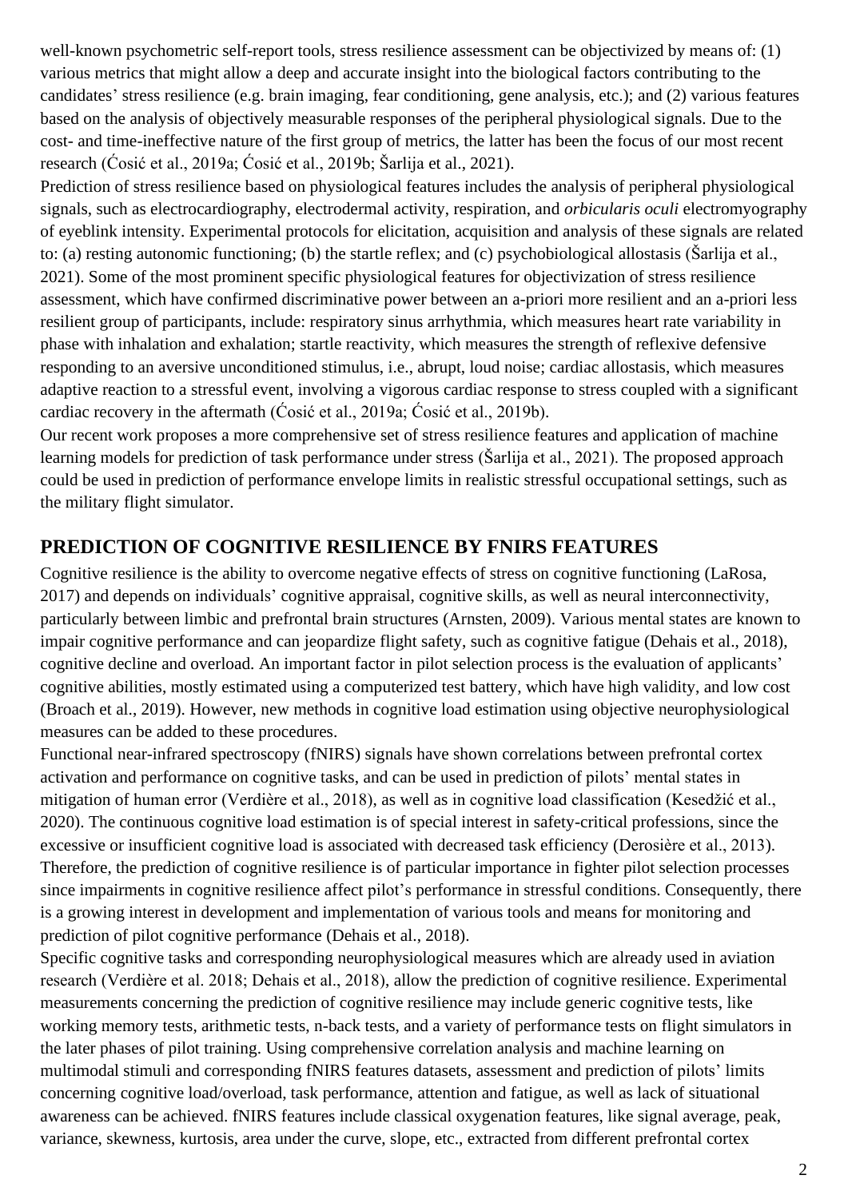well-known psychometric self-report tools, stress resilience assessment can be objectivized by means of: (1) various metrics that might allow a deep and accurate insight into the biological factors contributing to the candidates' stress resilience (e.g. brain imaging, fear conditioning, gene analysis, etc.); and (2) various features based on the analysis of objectively measurable responses of the peripheral physiological signals. Due to the cost- and time-ineffective nature of the first group of metrics, the latter has been the focus of our most recent research (Ćosić et al., 2019a; Ćosić et al., 2019b; Šarlija et al., 2021).

Prediction of stress resilience based on physiological features includes the analysis of peripheral physiological signals, such as electrocardiography, electrodermal activity, respiration, and *orbicularis oculi* electromyography of eyeblink intensity. Experimental protocols for elicitation, acquisition and analysis of these signals are related to: (a) resting autonomic functioning; (b) the startle reflex; and (c) psychobiological allostasis (Šarlija et al., 2021). Some of the most prominent specific physiological features for objectivization of stress resilience assessment, which have confirmed discriminative power between an a-priori more resilient and an a-priori less resilient group of participants, include: respiratory sinus arrhythmia, which measures heart rate variability in phase with inhalation and exhalation; startle reactivity, which measures the strength of reflexive defensive responding to an aversive unconditioned stimulus, i.e., abrupt, loud noise; cardiac allostasis, which measures adaptive reaction to a stressful event, involving a vigorous cardiac response to stress coupled with a significant cardiac recovery in the aftermath (Ćosić et al., 2019a; Ćosić et al., 2019b).

Our recent work proposes a more comprehensive set of stress resilience features and application of machine learning models for prediction of task performance under stress (Šarlija et al., 2021). The proposed approach could be used in prediction of performance envelope limits in realistic stressful occupational settings, such as the military flight simulator.

## PREDICTION OF COGNITIVE RESILIENCE BY FNIRS FEATURES

Cognitive resilience is the ability to overcome negative effects of stress on cognitive functioning (LaRosa, 2017) and depends on individuals' cognitive appraisal, cognitive skills, as well as neural interconnectivity, particularly between limbic and prefrontal brain structures (Arnsten, 2009). Various mental states are known to impair cognitive performance and can jeopardize flight safety, such as cognitive fatigue (Dehais et al., 2018), cognitive decline and overload. An important factor in pilot selection process is the evaluation of applicants' cognitive abilities, mostly estimated using a computerized test battery, which have high validity, and low cost (Broach et al., 2019). However, new methods in cognitive load estimation using objective neurophysiological measures can be added to these procedures.

Functional near-infrared spectroscopy (fNIRS) signals have shown correlations between prefrontal cortex activation and performance on cognitive tasks, and can be used in prediction of pilots' mental states in mitigation of human error (Verdière et al., 2018), as well as in cognitive load classification (Kesedžić et al., 2020). The continuous cognitive load estimation is of special interest in safety-critical professions, since the excessive or insufficient cognitive load is associated with decreased task efficiency (Derosière et al., 2013). Therefore, the prediction of cognitive resilience is of particular importance in fighter pilot selection processes since impairments in cognitive resilience affect pilot's performance in stressful conditions. Consequently, there is a growing interest in development and implementation of various tools and means for monitoring and prediction of pilot cognitive performance (Dehais et al., 2018).

Specific cognitive tasks and corresponding neurophysiological measures which are already used in aviation research (Verdière et al. 2018; Dehais et al., 2018), allow the prediction of cognitive resilience. Experimental measurements concerning the prediction of cognitive resilience may include generic cognitive tests, like working memory tests, arithmetic tests, n-back tests, and a variety of performance tests on flight simulators in the later phases of pilot training. Using comprehensive correlation analysis and machine learning on multimodal stimuli and corresponding fNIRS features datasets, assessment and prediction of pilots' limits concerning cognitive load/overload, task performance, attention and fatigue, as well as lack of situational awareness can be achieved. fNIRS features include classical oxygenation features, like signal average, peak, variance, skewness, kurtosis, area under the curve, slope, etc., extracted from different prefrontal cortex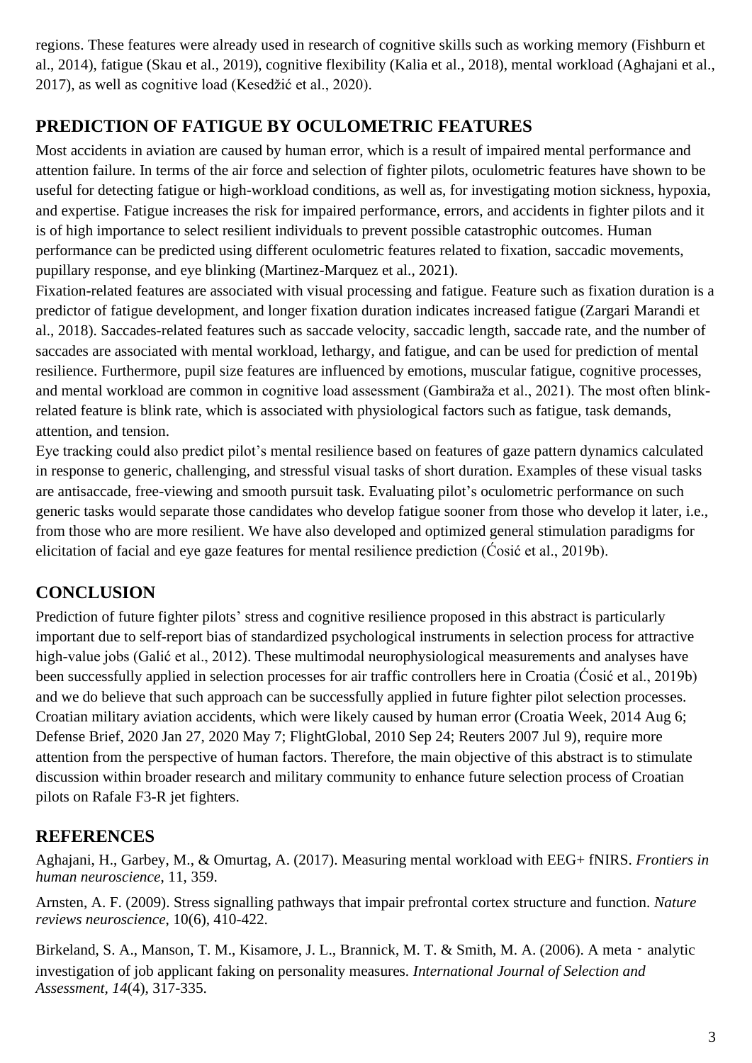regions. These features were already used in research of cognitive skills such as working memory (Fishburn et al., 2014), fatigue (Skau et al., 2019), cognitive flexibility (Kalia et al., 2018), mental workload (Aghajani et al., 2017), as well as cognitive load (Kesedžić et al., 2020).

## PREDICTION OF FATIGUE BY OCULOMETRIC FEATURES

Most accidents in aviation are caused by human error, which is a result of impaired mental performance and attention failure. In terms of the air force and selection of fighter pilots, oculometric features have shown to be useful for detecting fatigue or high-workload conditions, as well as, for investigating motion sickness, hypoxia, and expertise. Fatigue increases the risk for impaired performance, errors, and accidents in fighter pilots and it is of high importance to select resilient individuals to prevent possible catastrophic outcomes. Human performance can be predicted using different oculometric features related to fixation, saccadic movements, pupillary response, and eye blinking (Martinez-Marquez et al., 2021).

Fixation-related features are associated with visual processing and fatigue. Feature such as fixation duration is a predictor of fatigue development, and longer fixation duration indicates increased fatigue (Zargari Marandi et al., 2018). Saccades-related features such as saccade velocity, saccadic length, saccade rate, and the number of saccades are associated with mental workload, lethargy, and fatigue, and can be used for prediction of mental resilience. Furthermore, pupil size features are influenced by emotions, muscular fatigue, cognitive processes, and mental workload are common in cognitive load assessment (Gambiraža et al., 2021). The most often blink-related feature is blink rate, which is associated with physiological factors such as fatigue, task demands, attention, and tension.

Eye tracking could also predict pilot's mental resilience based on features of gaze pattern dynamics calculated in response to generic, challenging, and stressful visual tasks of short duration. Examples of these visual tasks are antisaccade, free-viewing and smooth pursuit task. Evaluating pilot's oculometric performance on such generic tasks would separate those candidates who develop fatigue sooner from those who develop it later, i.e., from those who are more resilient. We have also developed and optimized general stimulation paradigms for elicitation of facial and eye gaze features for mental resilience prediction (Ćosić et al., 2019b).

## CONCLUSION

Prediction of future fighter pilots' stress and cognitive resilience proposed in this abstract is particularly important due to self-report bias of standardized psychological instruments in selection process for attractive high-value jobs (Galić et al., 2012). These multimodal neurophysiological measurements and analyses have been successfully applied in selection processes for air traffic controllers here in Croatia (Ćosić et al., 2019b) and we do believe that such approach can be successfully applied in future fighter pilot selection processes. Croatian military aviation accidents, which were likely caused by human error (Croatia Week, 2014 Aug 6; Defense Brief, 2020 Jan 27, 2020 May 7; FlightGlobal, 2010 Sep 24; Reuters 2007 Jul 9), require more attention from the perspective of human factors. Therefore, the main objective of this abstract is to stimulate discussion within broader research and military community to enhance future selection process of Croatian pilots on Rafale F3-R jet fighters.

## REFERENCES

Aghajani, H., Garbey, M., & Omurtag, A. (2017). Measuring mental workload with EEG+ fNIRS. *Frontiers in human neuroscience*, 11, 359.

Arnsten, A. F. (2009). Stress signalling pathways that impair prefrontal cortex structure and function. *Nature reviews neuroscience*, 10(6), 410-422.

Birkeland, S. A., Manson, T. M., Kisamore, J. L., Brannick, M. T. & Smith, M. A. (2006). A meta - analytic investigation of job applicant faking on personality measures. *International Journal of Selection and Assessment, 14*(4), 317-335.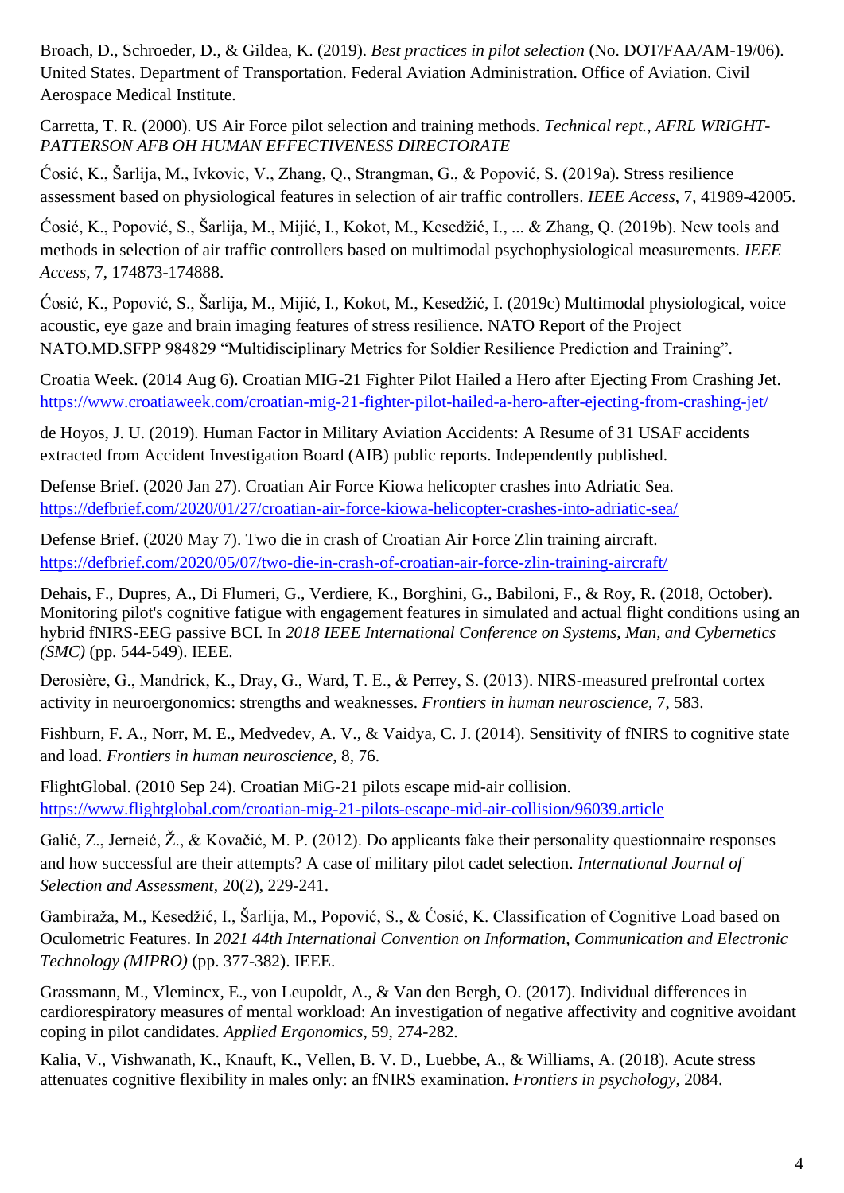Broach, D., Schroeder, D., & Gildea, K. (2019). *Best practices in pilot selection* (No. DOT/FAA/AM-19/06). United States. Department of Transportation. Federal Aviation Administration. Office of Aviation. Civil Aerospace Medical Institute.

Carretta, T. R. (2000). US Air Force pilot selection and training methods. *Technical rept., AFRL WRIGHT-PATTERSON AFB OH HUMAN EFFECTIVENESS DIRECTORATE*

Ćosić, K., Šarlija, M., Ivkovic, V., Zhang, Q., Strangman, G., & Popović, S. (2019a). Stress resilience assessment based on physiological features in selection of air traffic controllers. *IEEE Access*, 7, 41989-42005.

Ćosić, K., Popović, S., Šarlija, M., Mijić, I., Kokot, M., Kesedžić, I., ... & Zhang, Q. (2019b). New tools and methods in selection of air traffic controllers based on multimodal psychophysiological measurements. *IEEE Access*, 7, 174873-174888.

Ćosić, K., Popović, S., Šarlija, M., Mijić, I., Kokot, M., Kesedžić, I. (2019c) Multimodal physiological, voice acoustic, eye gaze and brain imaging features of stress resilience. NATO Report of the Project NATO.MD.SFPP 984829 "Multidisciplinary Metrics for Soldier Resilience Prediction and Training".

Croatia Week. (2014 Aug 6). Croatian MIG-21 Fighter Pilot Hailed a Hero after Ejecting From Crashing Jet. https://www.croatiaweek.com/croatian-mig-21-fighter-pilot-hailed-a-hero-after-ejecting-from-crashing-jet/

de Hoyos, J. U. (2019). Human Factor in Military Aviation Accidents: A Resume of 31 USAF accidents extracted from Accident Investigation Board (AIB) public reports. Independently published.

Defense Brief. (2020 Jan 27). Croatian Air Force Kiowa helicopter crashes into Adriatic Sea. https://defbrief.com/2020/01/27/croatian-air-force-kiowa-helicopter-crashes-into-adriatic-sea/

Defense Brief. (2020 May 7). Two die in crash of Croatian Air Force Zlin training aircraft. https://defbrief.com/2020/05/07/two-die-in-crash-of-croatian-air-force-zlin-training-aircraft/

Dehais, F., Dupres, A., Di Flumeri, G., Verdiere, K., Borghini, G., Babiloni, F., & Roy, R. (2018, October). Monitoring pilot's cognitive fatigue with engagement features in simulated and actual flight conditions using an hybrid fNIRS-EEG passive BCI. In *2018 IEEE International Conference on Systems, Man, and Cybernetics (SMC)* (pp. 544-549). IEEE.

Derosière, G., Mandrick, K., Dray, G., Ward, T. E., & Perrey, S. (2013). NIRS-measured prefrontal cortex activity in neuroergonomics: strengths and weaknesses. *Frontiers in human neuroscience*, 7, 583.

Fishburn, F. A., Norr, M. E., Medvedev, A. V., & Vaidya, C. J. (2014). Sensitivity of fNIRS to cognitive state and load. *Frontiers in human neuroscience*, 8, 76.

FlightGlobal. (2010 Sep 24). Croatian MiG-21 pilots escape mid-air collision. https://www.flightglobal.com/croatian-mig-21-pilots-escape-mid-air-collision/96039.article

Galić, Z., Jerneić, Ž., & Kovačić, M. P. (2012). Do applicants fake their personality questionnaire responses and how successful are their attempts? A case of military pilot cadet selection. *International Journal of Selection and Assessment*, 20(2), 229-241.

Gambiraža, M., Kesedžić, I., Šarlija, M., Popović, S., & Ćosić, K. Classification of Cognitive Load based on Oculometric Features. In *2021 44th International Convention on Information, Communication and Electronic Technology (MIPRO)* (pp. 377-382). IEEE.

Grassmann, M., Vlemincx, E., von Leupoldt, A., & Van den Bergh, O. (2017). Individual differences in cardiorespiratory measures of mental workload: An investigation of negative affectivity and cognitive avoidant coping in pilot candidates. *Applied Ergonomics*, 59, 274-282.

Kalia, V., Vishwanath, K., Knauft, K., Vellen, B. V. D., Luebbe, A., & Williams, A. (2018). Acute stress attenuates cognitive flexibility in males only: an fNIRS examination. *Frontiers in psychology*, 2084.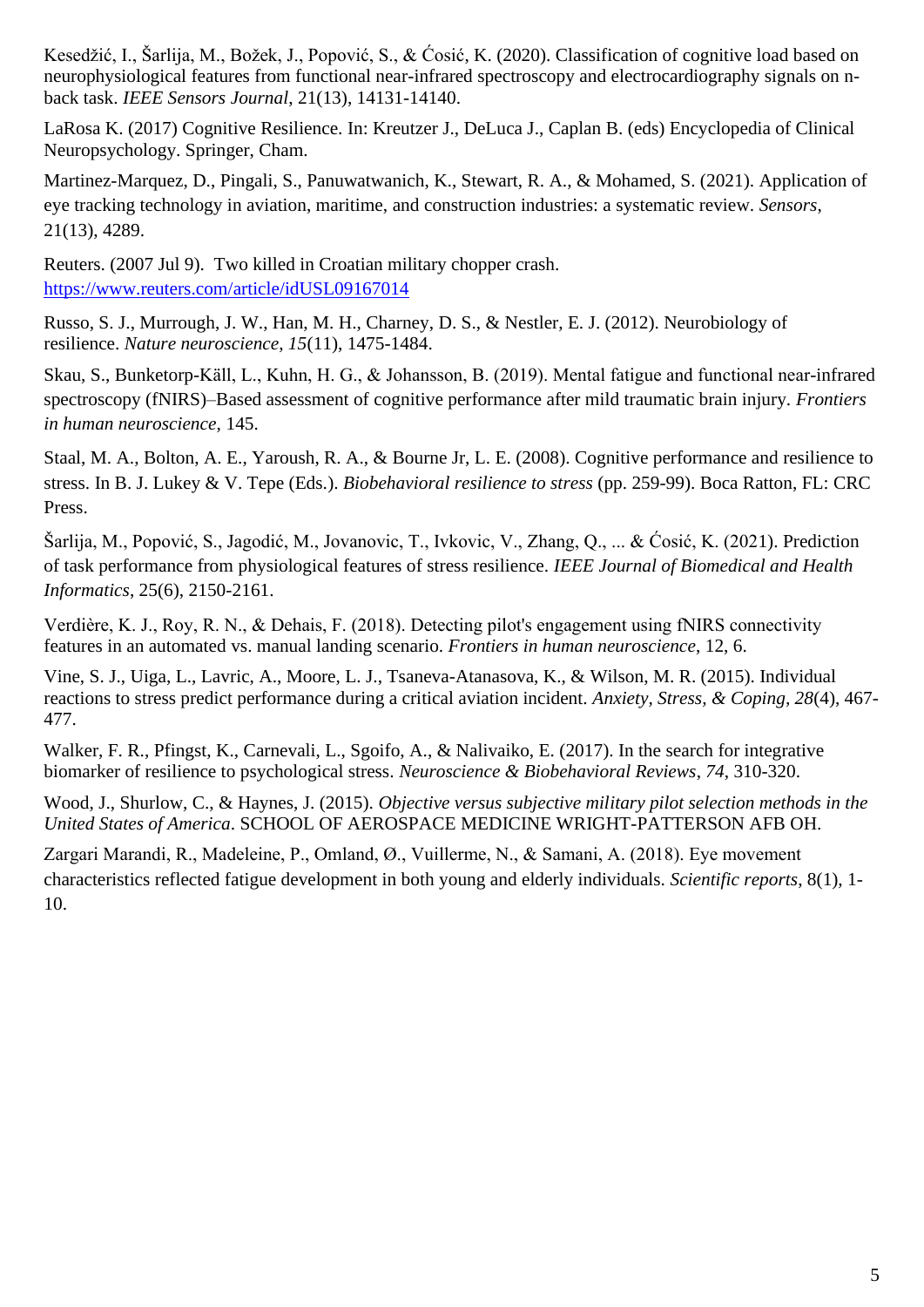Kesedžić, I., Šarlija, M., Božek, J., Popović, S., & Ćosić, K. (2020). Classification of cognitive load based on neurophysiological features from functional near-infrared spectroscopy and electrocardiography signals on n-back task. *IEEE Sensors Journal*, 21(13), 14131-14140.

LaRosa K. (2017) Cognitive Resilience. In: Kreutzer J., DeLuca J., Caplan B. (eds) Encyclopedia of Clinical Neuropsychology. Springer, Cham.

Martinez-Marquez, D., Pingali, S., Panuwatwanich, K., Stewart, R. A., & Mohamed, S. (2021). Application of eye tracking technology in aviation, maritime, and construction industries: a systematic review. *Sensors*, 21(13), 4289.

Reuters. (2007 Jul 9). Two killed in Croatian military chopper crash. https://www.reuters.com/article/idUSL09167014

Russo, S. J., Murrough, J. W., Han, M. H., Charney, D. S., & Nestler, E. J. (2012). Neurobiology of resilience. *Nature neuroscience*, *15*(11), 1475-1484.

Skau, S., Bunketorp-Käll, L., Kuhn, H. G., & Johansson, B. (2019). Mental fatigue and functional near-infrared spectroscopy (fNIRS)–Based assessment of cognitive performance after mild traumatic brain injury. *Frontiers in human neuroscience*, 145.

Staal, M. A., Bolton, A. E., Yaroush, R. A., & Bourne Jr, L. E. (2008). Cognitive performance and resilience to stress. In B. J. Lukey & V. Tepe (Eds.). *Biobehavioral resilience to stress* (pp. 259-99). Boca Ratton, FL: CRC Press.

Šarlija, M., Popović, S., Jagodić, M., Jovanovic, T., Ivkovic, V., Zhang, Q., ... & Ćosić, K. (2021). Prediction of task performance from physiological features of stress resilience. *IEEE Journal of Biomedical and Health Informatics*, 25(6), 2150-2161.

Verdière, K. J., Roy, R. N., & Dehais, F. (2018). Detecting pilot's engagement using fNIRS connectivity features in an automated vs. manual landing scenario. *Frontiers in human neuroscience*, 12, 6.

Vine, S. J., Uiga, L., Lavric, A., Moore, L. J., Tsaneva-Atanasova, K., & Wilson, M. R. (2015). Individual reactions to stress predict performance during a critical aviation incident. *Anxiety, Stress, & Coping, 28*(4), 467-477.

Walker, F. R., Pfingst, K., Carnevali, L., Sgoifo, A., & Nalivaiko, E. (2017). In the search for integrative biomarker of resilience to psychological stress. *Neuroscience & Biobehavioral Reviews*, *74*, 310-320.

Wood, J., Shurlow, C., & Haynes, J. (2015). *Objective versus subjective military pilot selection methods in the United States of America*. SCHOOL OF AEROSPACE MEDICINE WRIGHT-PATTERSON AFB OH.

Zargari Marandi, R., Madeleine, P., Omland, Ø., Vuillerme, N., & Samani, A. (2018). Eye movement characteristics reflected fatigue development in both young and elderly individuals. *Scientific reports*, 8(1), 1-10.